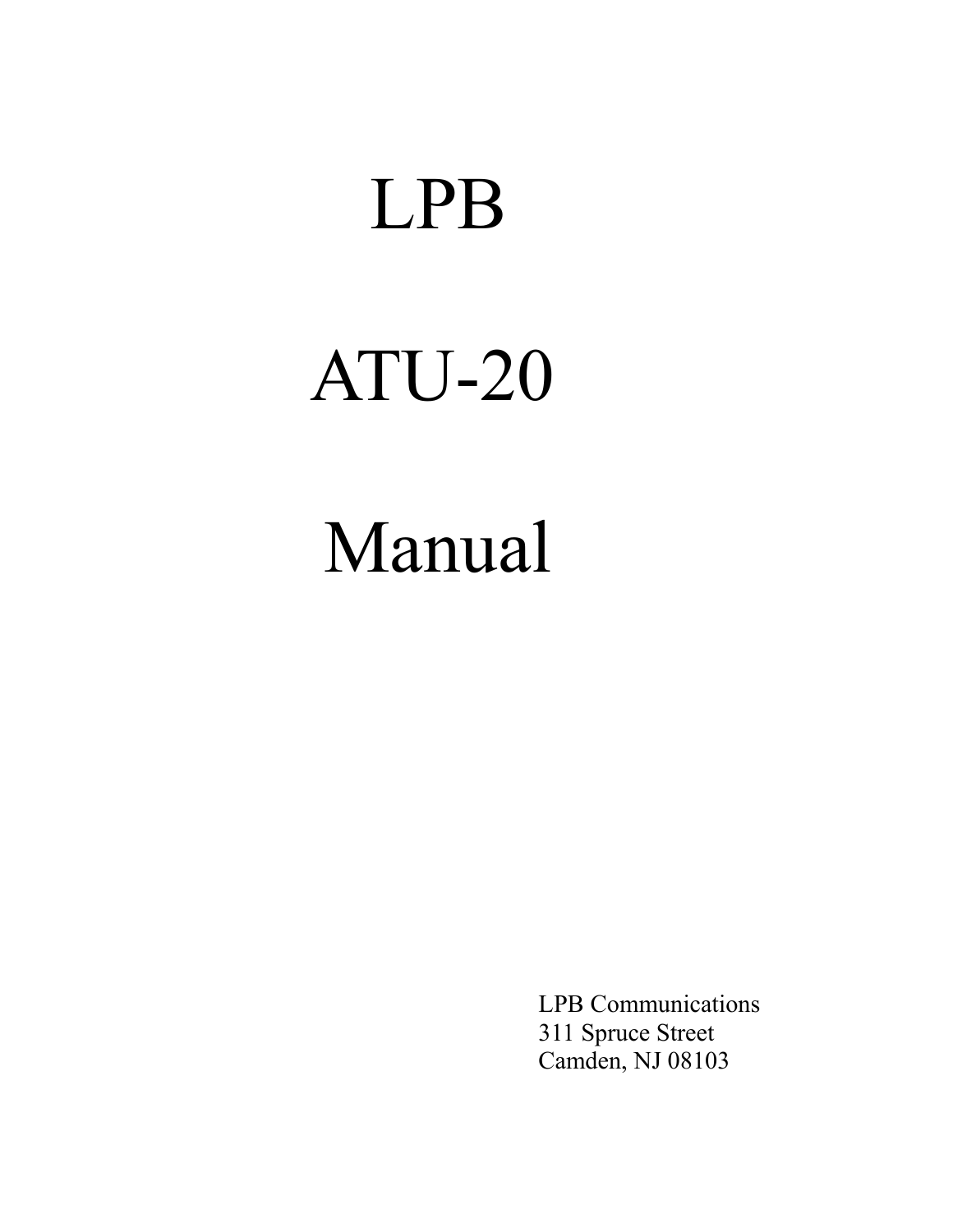# LPB

# ATU-20

# Manual

LPB Communications
311 Spruce Street
Camden, NJ 08103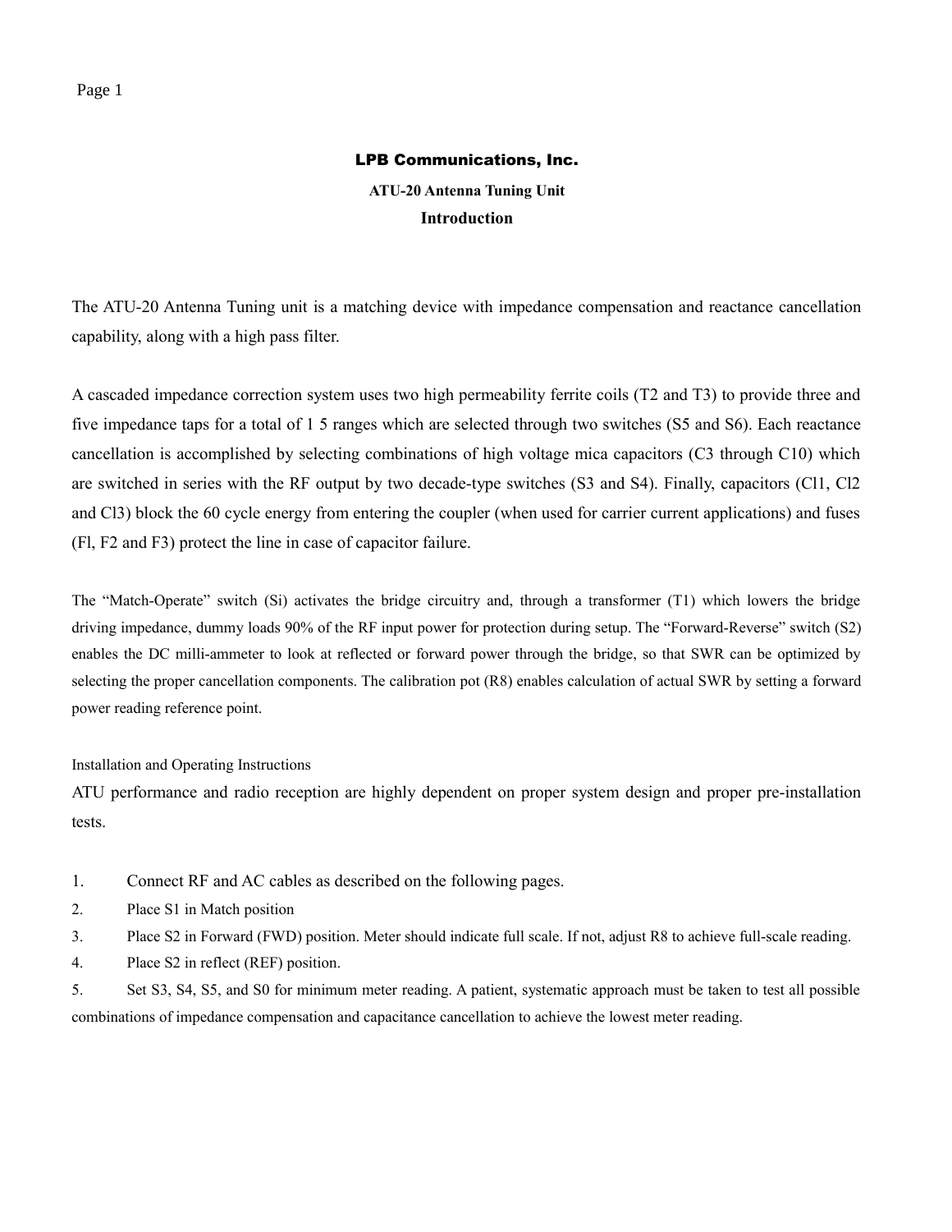## LPB Communications, Inc.

### ATU-20 Antenna Tuning Unit

### Introduction

The ATU-20 Antenna Tuning unit is a matching device with impedance compensation and reactance cancellation capability, along with a high pass filter.

A cascaded impedance correction system uses two high permeability ferrite coils (T2 and T3) to provide three and five impedance taps for a total of 1 5 ranges which are selected through two switches (S5 and S6). Each reactance cancellation is accomplished by selecting combinations of high voltage mica capacitors (C3 through C10) which are switched in series with the RF output by two decade-type switches (S3 and S4). Finally, capacitors (Cl1, Cl2 and Cl3) block the 60 cycle energy from entering the coupler (when used for carrier current applications) and fuses (Fl, F2 and F3) protect the line in case of capacitor failure.

The "Match-Operate" switch (Si) activates the bridge circuitry and, through a transformer (T1) which lowers the bridge driving impedance, dummy loads 90% of the RF input power for protection during setup. The "Forward-Reverse" switch (S2) enables the DC milli-ammeter to look at reflected or forward power through the bridge, so that SWR can be optimized by selecting the proper cancellation components. The calibration pot (R8) enables calculation of actual SWR by setting a forward power reading reference point.

Installation and Operating Instructions

ATU performance and radio reception are highly dependent on proper system design and proper pre-installation tests.

1. Connect RF and AC cables as described on the following pages.
2. Place S1 in Match position
3. Place S2 in Forward (FWD) position. Meter should indicate full scale. If not, adjust R8 to achieve full-scale reading.
4. Place S2 in reflect (REF) position.
5. Set S3, S4, S5, and S0 for minimum meter reading. A patient, systematic approach must be taken to test all possible combinations of impedance compensation and capacitance cancellation to achieve the lowest meter reading.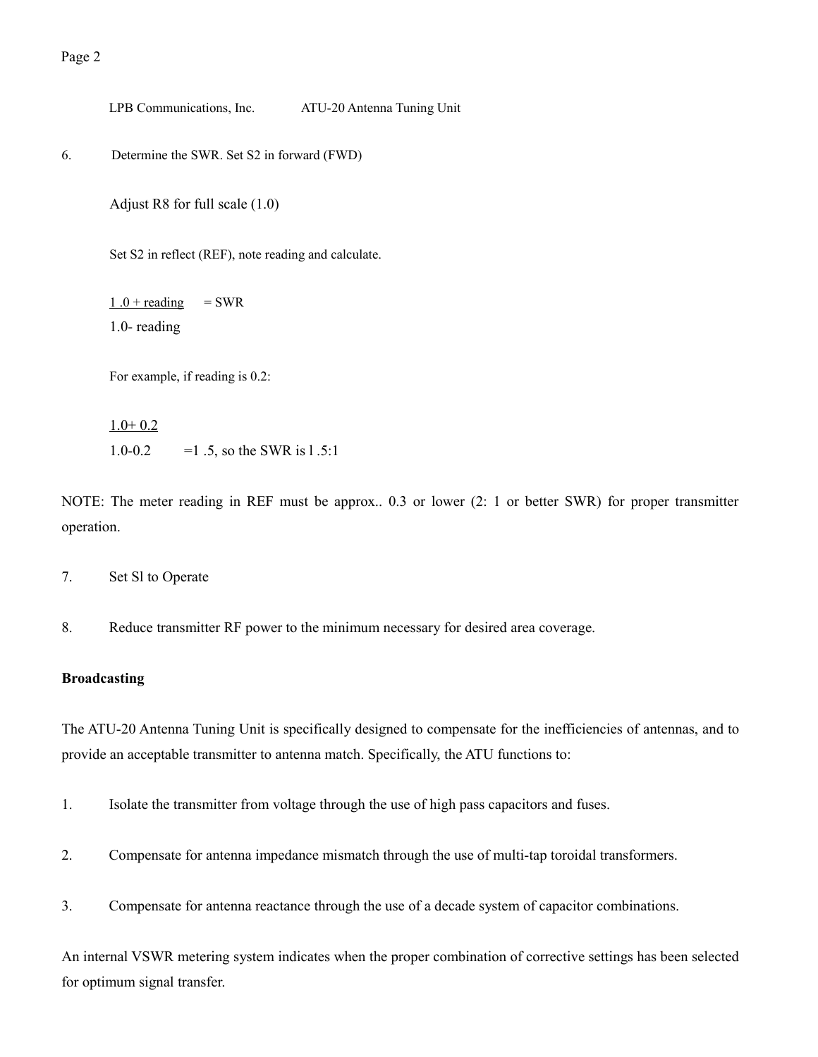LPB Communications, Inc. ATU-20 Antenna Tuning Unit

6. Determine the SWR. Set S2 in forward (FWD)

   Adjust R8 for full scale (1.0)

   Set S2 in reflect (REF), note reading and calculate.

   $$\frac{1.0 + \text{reading}}{1.0 - \text{reading}} = \text{SWR}$$

   For example, if reading is 0.2:

   $$\frac{1.0 + 0.2}{1.0 - 0.2} = 1.5, \text{ so the SWR is } 1.5:1$$

NOTE: The meter reading in REF must be approx.. 0.3 or lower (2: 1 or better SWR) for proper transmitter operation.

7. Set Sl to Operate

8. Reduce transmitter RF power to the minimum necessary for desired area coverage.

**Broadcasting**

The ATU-20 Antenna Tuning Unit is specifically designed to compensate for the inefficiencies of antennas, and to provide an acceptable transmitter to antenna match. Specifically, the ATU functions to:

1. Isolate the transmitter from voltage through the use of high pass capacitors and fuses.

2. Compensate for antenna impedance mismatch through the use of multi-tap toroidal transformers.

3. Compensate for antenna reactance through the use of a decade system of capacitor combinations.

An internal VSWR metering system indicates when the proper combination of corrective settings has been selected for optimum signal transfer.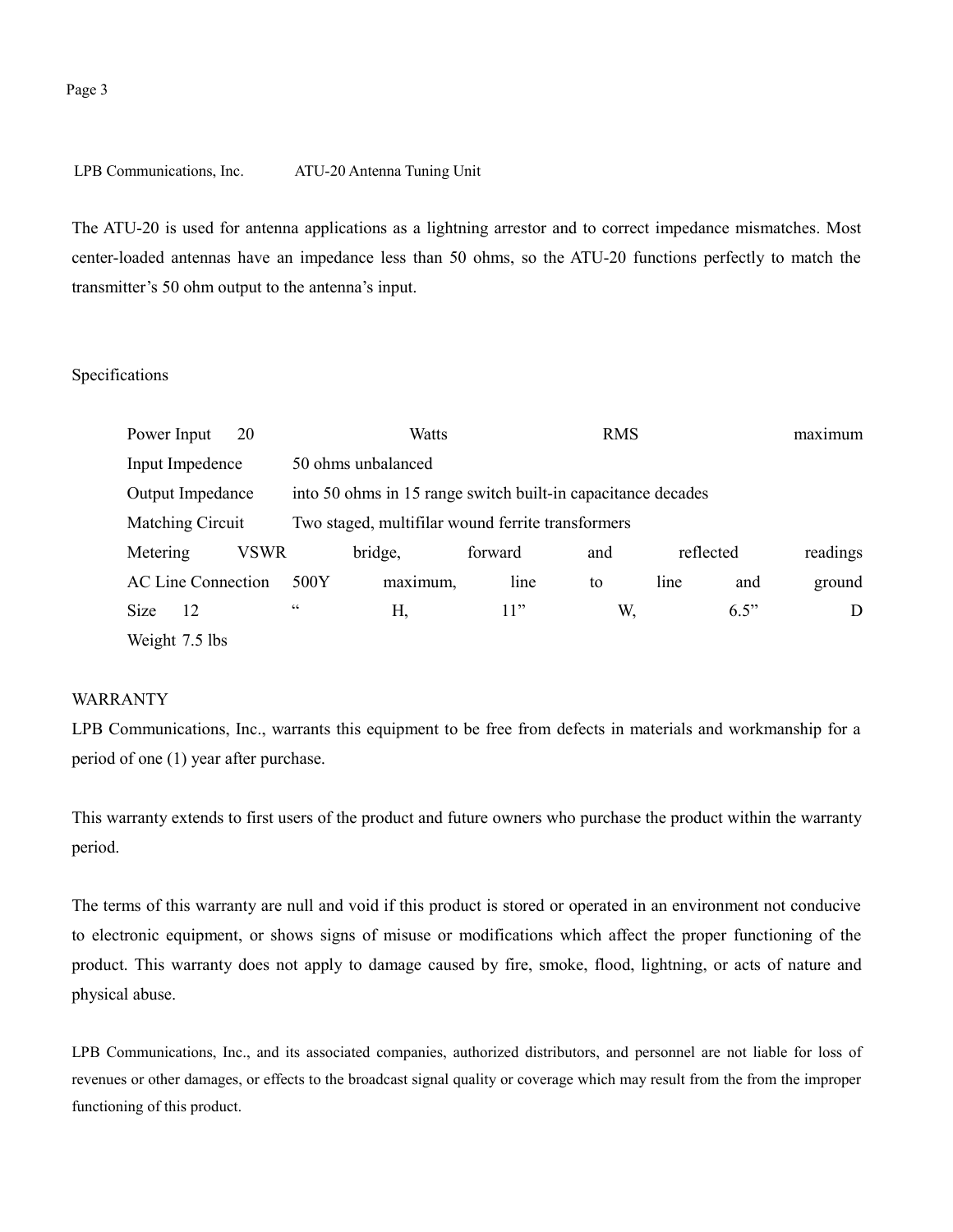LPB Communications, Inc. ATU-20 Antenna Tuning Unit

The ATU-20 is used for antenna applications as a lightning arrestor and to correct impedance mismatches. Most center-loaded antennas have an impedance less than 50 ohms, so the ATU-20 functions perfectly to match the transmitter's 50 ohm output to the antenna's input.

## Specifications

| | |
|---|---|
| Power Input | 20 Watts RMS maximum |
| Input Impedence | 50 ohms unbalanced |
| Output Impedance | into 50 ohms in 15 range switch built-in capacitance decades |
| Matching Circuit | Two staged, multifilar wound ferrite transformers |
| Metering | VSWR bridge, forward and reflected readings |
| AC Line Connection | 500Y maximum, line to line and ground |
| Size | 12 " H, 11" W, 6.5" D |
| Weight | 7.5 lbs |

## WARRANTY

LPB Communications, Inc., warrants this equipment to be free from defects in materials and workmanship for a period of one (1) year after purchase.

This warranty extends to first users of the product and future owners who purchase the product within the warranty period.

The terms of this warranty are null and void if this product is stored or operated in an environment not conducive to electronic equipment, or shows signs of misuse or modifications which affect the proper functioning of the product. This warranty does not apply to damage caused by fire, smoke, flood, lightning, or acts of nature and physical abuse.

LPB Communications, Inc., and its associated companies, authorized distributors, and personnel are not liable for loss of revenues or other damages, or effects to the broadcast signal quality or coverage which may result from the from the improper functioning of this product.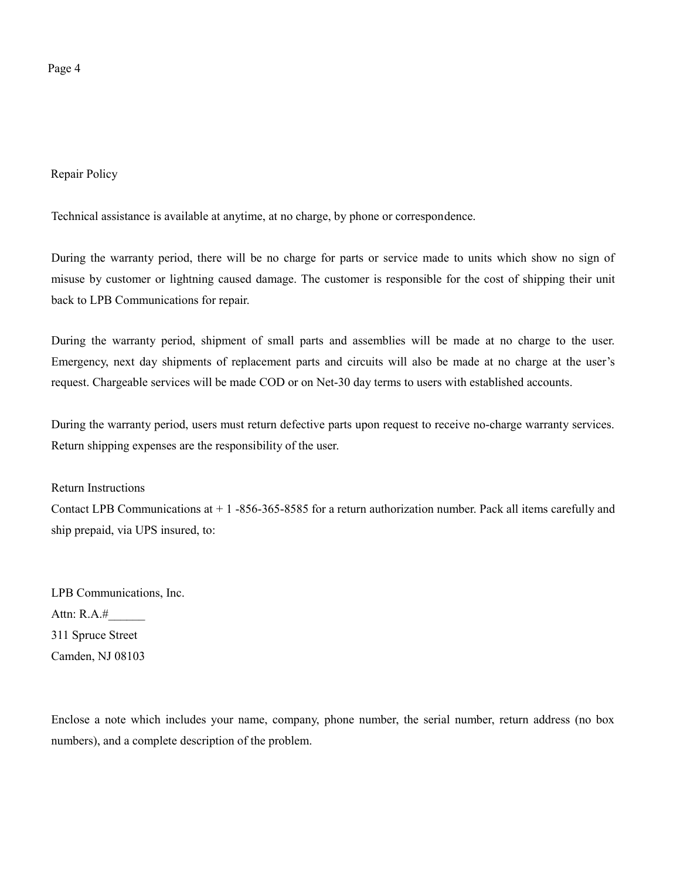## Repair Policy

Technical assistance is available at anytime, at no charge, by phone or correspondence.

During the warranty period, there will be no charge for parts or service made to units which show no sign of misuse by customer or lightning caused damage. The customer is responsible for the cost of shipping their unit back to LPB Communications for repair.

During the warranty period, shipment of small parts and assemblies will be made at no charge to the user. Emergency, next day shipments of replacement parts and circuits will also be made at no charge at the user's request. Chargeable services will be made COD or on Net-30 day terms to users with established accounts.

During the warranty period, users must return defective parts upon request to receive no-charge warranty services. Return shipping expenses are the responsibility of the user.

## Return Instructions

Contact LPB Communications at + 1 -856-365-8585 for a return authorization number. Pack all items carefully and ship prepaid, via UPS insured, to:

LPB Communications, Inc.
Attn: R.A.#______
311 Spruce Street
Camden, NJ 08103

Enclose a note which includes your name, company, phone number, the serial number, return address (no box numbers), and a complete description of the problem.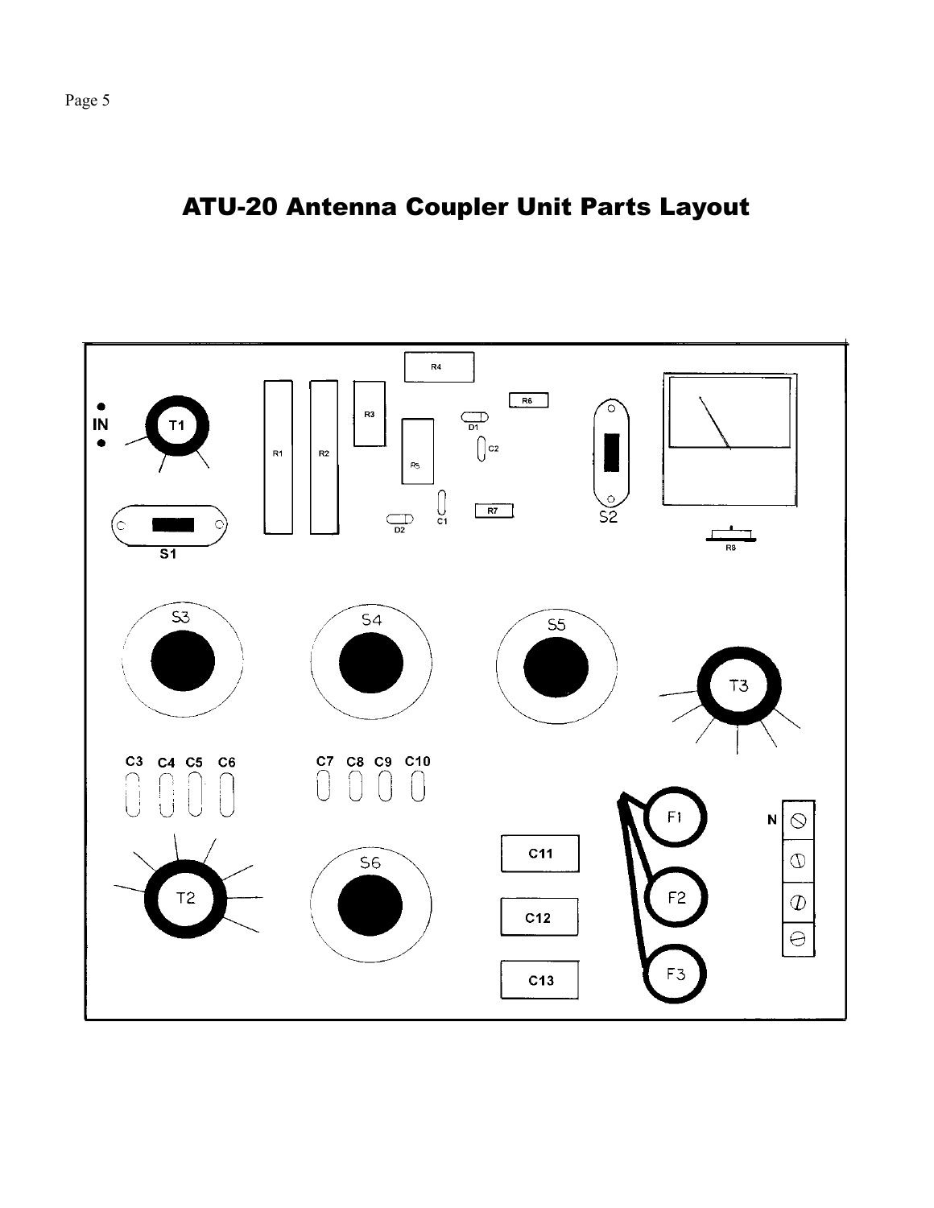# ATU-20 Antenna Coupler Unit Parts Layout

IN

T1

S1

R1 R2 R3 R4 R5 R6 R7 R8

D1 D2

C1 C2

S2

S3 S4 S5

T3

C3 C4 C5 C6

C7 C8 C9 C10

T2

S6

C11

C12

C13

F1

F2

F3

N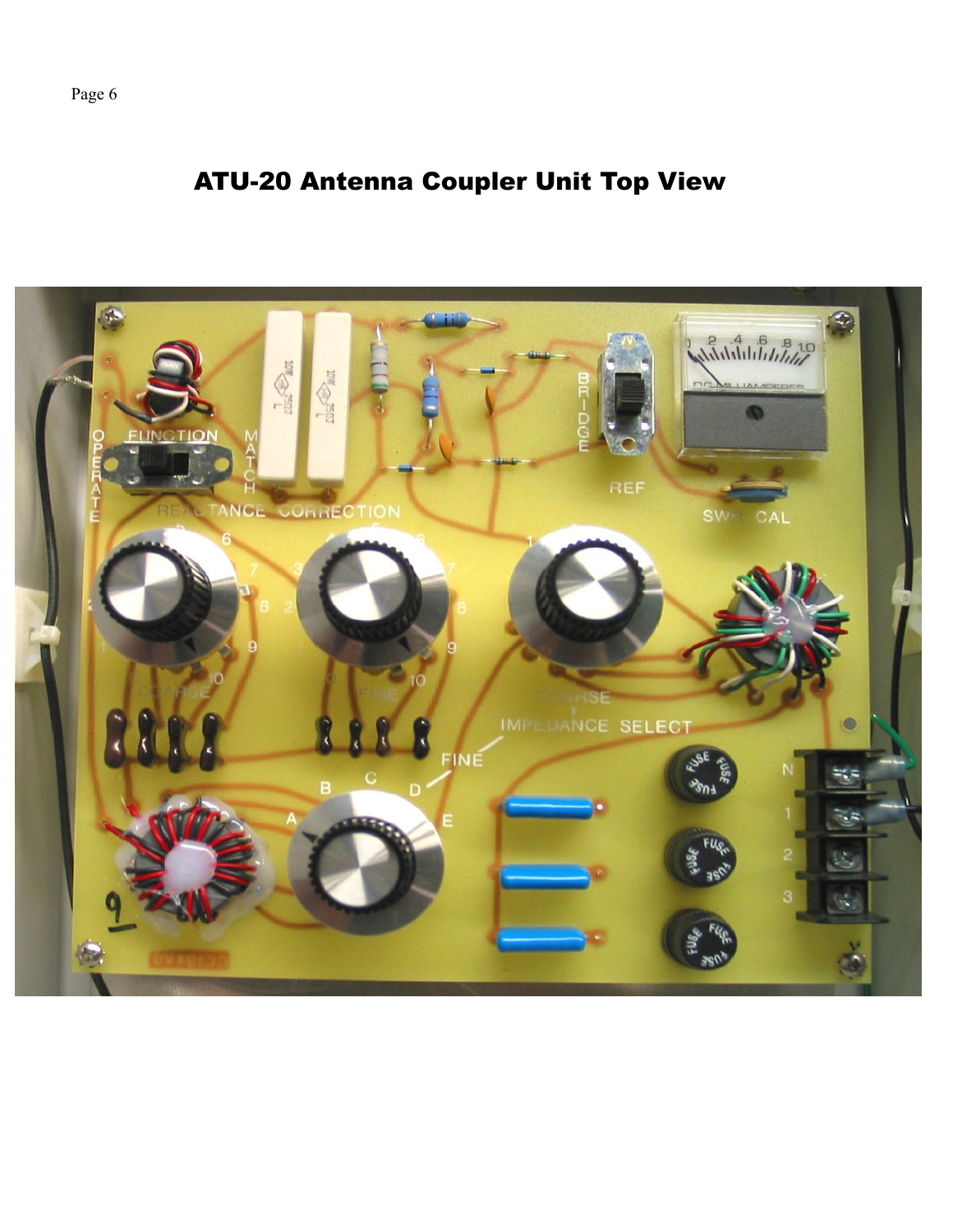# ATU-20 Antenna Coupler Unit Top View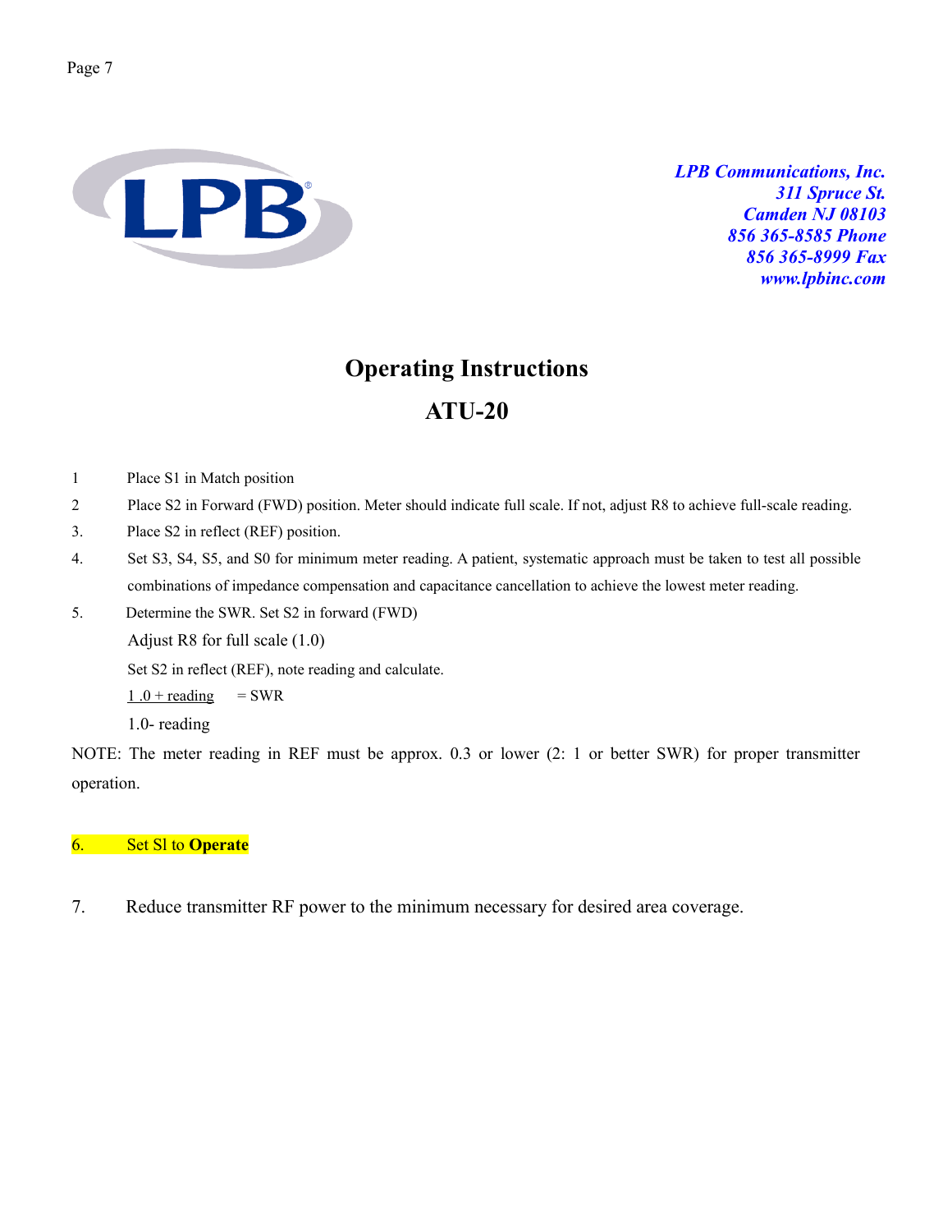*LPB Communications, Inc.*
*311 Spruce St.*
*Camden NJ 08103*
*856 365-8585 Phone*
*856 365-8999 Fax*
*www.lpbinc.com*

# Operating Instructions

# ATU-20

1. Place S1 in Match position
2. Place S2 in Forward (FWD) position. Meter should indicate full scale. If not, adjust R8 to achieve full-scale reading.
3. Place S2 in reflect (REF) position.
4. Set S3, S4, S5, and S0 for minimum meter reading. A patient, systematic approach must be taken to test all possible combinations of impedance compensation and capacitance cancellation to achieve the lowest meter reading.
5. Determine the SWR. Set S2 in forward (FWD)

   Adjust R8 for full scale (1.0)

   Set S2 in reflect (REF), note reading and calculate.

   $$\frac{1.0 + \text{reading}}{1.0 - \text{reading}} = \text{SWR}$$

NOTE: The meter reading in REF must be approx. 0.3 or lower (2: 1 or better SWR) for proper transmitter operation.

6. Set Sl to **Operate**

7. Reduce transmitter RF power to the minimum necessary for desired area coverage.